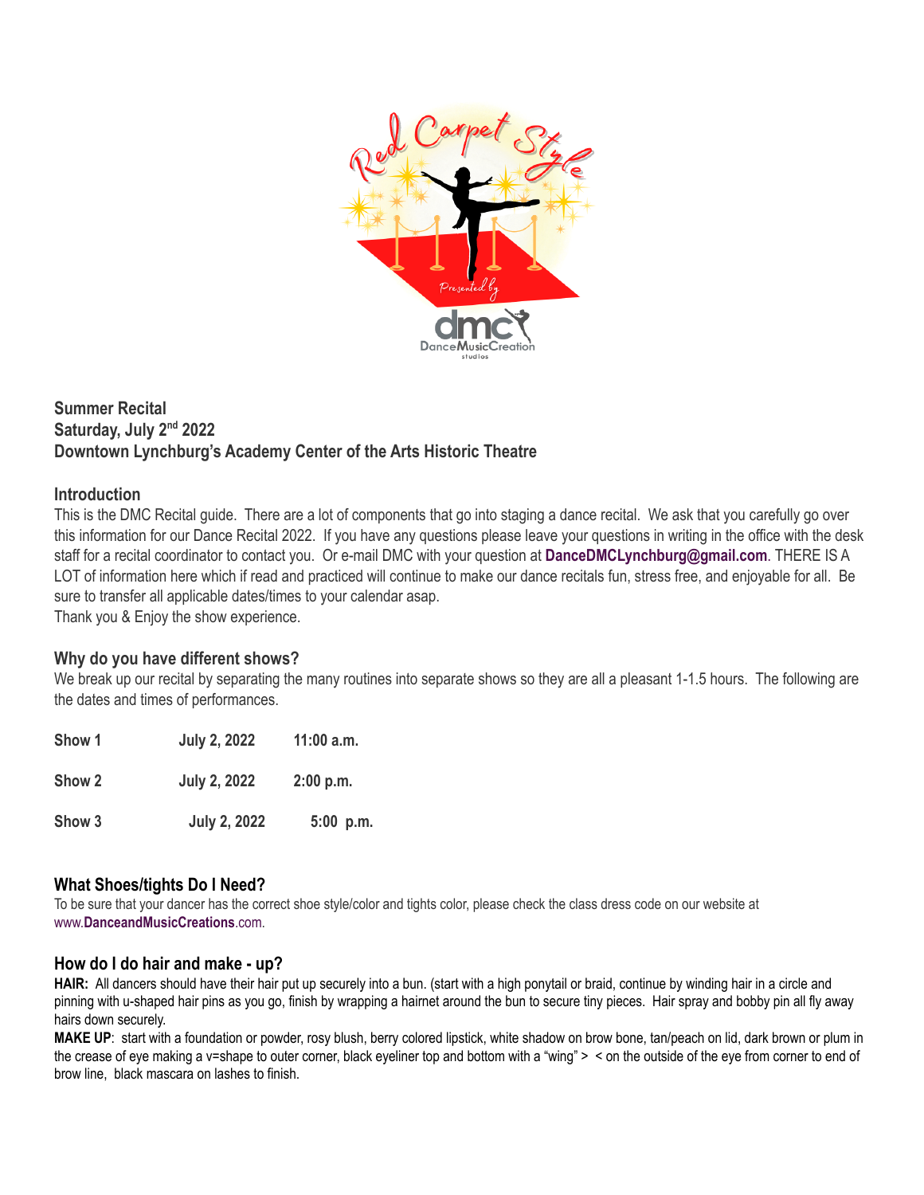## Summer Recital
## Saturday, July 2nd 2022
## Downtown Lynchburg's Academy Center of the Arts Historic Theatre

### Introduction

This is the DMC Recital guide. There are a lot of components that go into staging a dance recital. We ask that you carefully go over this information for our Dance Recital 2022. If you have any questions please leave your questions in writing in the office with the desk staff for a recital coordinator to contact you. Or e-mail DMC with your question at **DanceDMCLynchburg@gmail.com**. THERE IS A LOT of information here which if read and practiced will continue to make our dance recitals fun, stress free, and enjoyable for all. Be sure to transfer all applicable dates/times to your calendar asap.
Thank you & Enjoy the show experience.

### Why do you have different shows?

We break up our recital by separating the many routines into separate shows so they are all a pleasant 1-1.5 hours. The following are the dates and times of performances.

| | | |
|---|---|---|
| **Show 1** | **July 2, 2022** | **11:00 a.m.** |
| **Show 2** | **July 2, 2022** | **2:00 p.m.** |
| **Show 3** | **July 2, 2022** | **5:00 p.m.** |

### What Shoes/tights Do I Need?

To be sure that your dancer has the correct shoe style/color and tights color, please check the class dress code on our website at www.**DanceandMusicCreations**.com.

### How do I do hair and make - up?

**HAIR:** All dancers should have their hair put up securely into a bun. (start with a high ponytail or braid, continue by winding hair in a circle and pinning with u-shaped hair pins as you go, finish by wrapping a hairnet around the bun to secure tiny pieces. Hair spray and bobby pin all fly away hairs down securely.

**MAKE UP**: start with a foundation or powder, rosy blush, berry colored lipstick, white shadow on brow bone, tan/peach on lid, dark brown or plum in the crease of eye making a v=shape to outer corner, black eyeliner top and bottom with a "wing" > < on the outside of the eye from corner to end of brow line, black mascara on lashes to finish.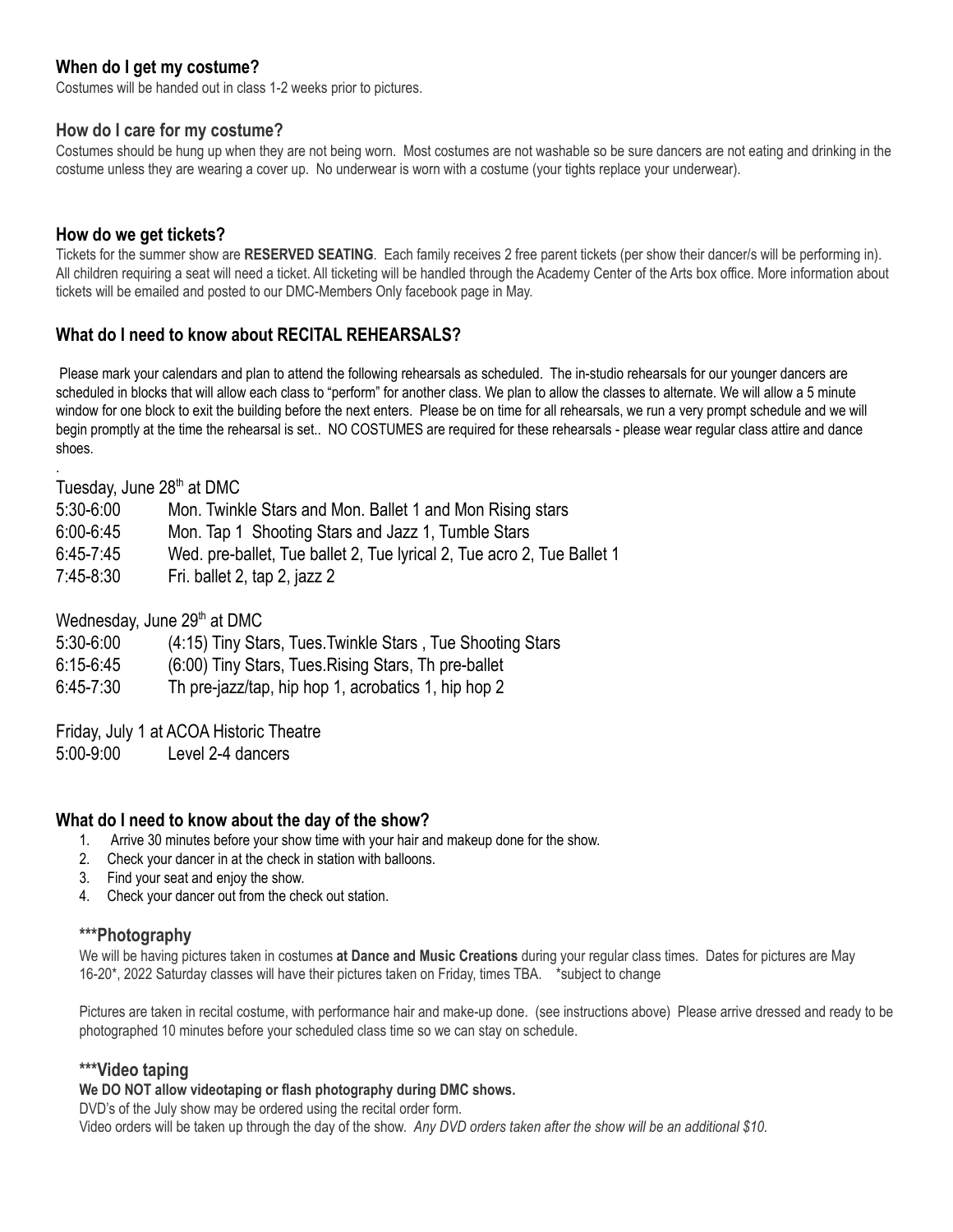### When do I get my costume?

Costumes will be handed out in class 1-2 weeks prior to pictures.

### How do I care for my costume?

Costumes should be hung up when they are not being worn. Most costumes are not washable so be sure dancers are not eating and drinking in the costume unless they are wearing a cover up. No underwear is worn with a costume (your tights replace your underwear).

### How do we get tickets?

Tickets for the summer show are **RESERVED SEATING**. Each family receives 2 free parent tickets (per show their dancer/s will be performing in). All children requiring a seat will need a ticket. All ticketing will be handled through the Academy Center of the Arts box office. More information about tickets will be emailed and posted to our DMC-Members Only facebook page in May.

### What do I need to know about RECITAL REHEARSALS?

Please mark your calendars and plan to attend the following rehearsals as scheduled. The in-studio rehearsals for our younger dancers are scheduled in blocks that will allow each class to "perform" for another class. We plan to allow the classes to alternate. We will allow a 5 minute window for one block to exit the building before the next enters. Please be on time for all rehearsals, we run a very prompt schedule and we will begin promptly at the time the rehearsal is set.. NO COSTUMES are required for these rehearsals - please wear regular class attire and dance shoes.

.

Tuesday, June 28th at DMC

| | |
|---|---|
| 5:30-6:00 | Mon. Twinkle Stars and Mon. Ballet 1 and Mon Rising stars |
| 6:00-6:45 | Mon. Tap 1 Shooting Stars and Jazz 1, Tumble Stars |
| 6:45-7:45 | Wed. pre-ballet, Tue ballet 2, Tue lyrical 2, Tue acro 2, Tue Ballet 1 |
| 7:45-8:30 | Fri. ballet 2, tap 2, jazz 2 |

Wednesday, June 29th at DMC

| | |
|---|---|
| 5:30-6:00 | (4:15) Tiny Stars, Tues.Twinkle Stars , Tue Shooting Stars |
| 6:15-6:45 | (6:00) Tiny Stars, Tues.Rising Stars, Th pre-ballet |
| 6:45-7:30 | Th pre-jazz/tap, hip hop 1, acrobatics 1, hip hop 2 |

Friday, July 1 at ACOA Historic Theatre

| | |
|---|---|
| 5:00-9:00 | Level 2-4 dancers |

### What do I need to know about the day of the show?

1. Arrive 30 minutes before your show time with your hair and makeup done for the show.
2. Check your dancer in at the check in station with balloons.
3. Find your seat and enjoy the show.
4. Check your dancer out from the check out station.

#### ***Photography

We will be having pictures taken in costumes **at Dance and Music Creations** during your regular class times. Dates for pictures are May 16-20*, 2022 Saturday classes will have their pictures taken on Friday, times TBA. *subject to change

Pictures are taken in recital costume, with performance hair and make-up done. (see instructions above) Please arrive dressed and ready to be photographed 10 minutes before your scheduled class time so we can stay on schedule.

#### ***Video taping

**We DO NOT allow videotaping or flash photography during DMC shows.**

DVD's of the July show may be ordered using the recital order form.

Video orders will be taken up through the day of the show. *Any DVD orders taken after the show will be an additional $10.*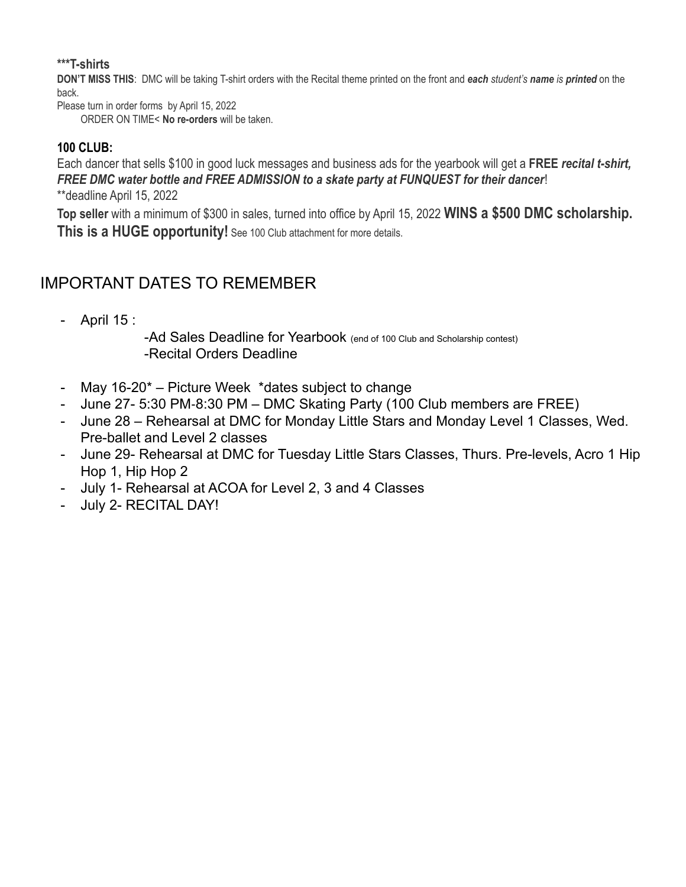**\*\*\*T-shirts**

**DON'T MISS THIS**: DMC will be taking T-shirt orders with the Recital theme printed on the front and ***each*** *student's* ***name*** *is* ***printed*** on the back.

Please turn in order forms by April 15, 2022

ORDER ON TIME< **No re-orders** will be taken.

**100 CLUB:**

Each dancer that sells $100 in good luck messages and business ads for the yearbook will get a **FREE *recital t-shirt, FREE DMC water bottle and FREE ADMISSION to a skate party at FUNQUEST for their dancer***!

**deadline April 15, 2022

**Top seller** with a minimum of $300 in sales, turned into office by April 15, 2022 **WINS a $500 DMC scholarship. This is a HUGE opportunity!** See 100 Club attachment for more details.

# IMPORTANT DATES TO REMEMBER

- April 15 :
  - -Ad Sales Deadline for Yearbook (end of 100 Club and Scholarship contest)
  - -Recital Orders Deadline
- May 16-20* – Picture Week *dates subject to change
- June 27- 5:30 PM-8:30 PM – DMC Skating Party (100 Club members are FREE)
- June 28 – Rehearsal at DMC for Monday Little Stars and Monday Level 1 Classes, Wed. Pre-ballet and Level 2 classes
- June 29- Rehearsal at DMC for Tuesday Little Stars Classes, Thurs. Pre-levels, Acro 1 Hip Hop 1, Hip Hop 2
- July 1- Rehearsal at ACOA for Level 2, 3 and 4 Classes
- July 2- RECITAL DAY!